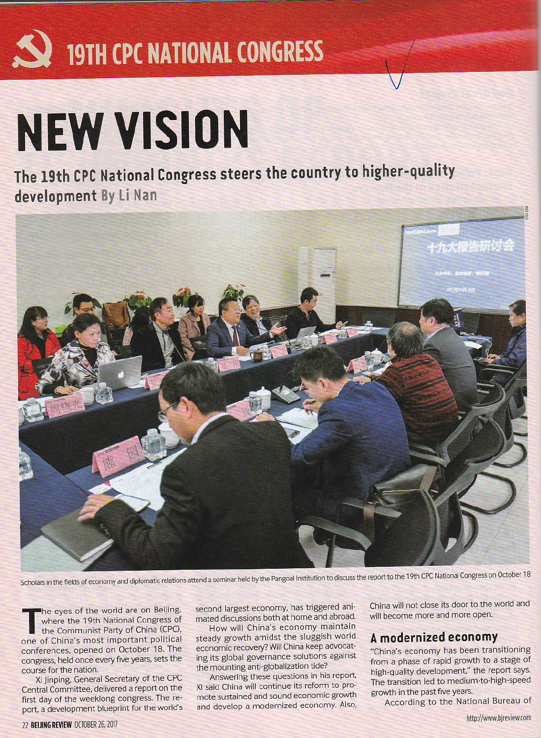# NEW VISION

## The 19th CPC National Congress steers the country to higher-quality development By Li Nan

Scholars in the fields of economy and diplomatic relations attend a seminar held by the Pangoal Institution to discuss the report to the 19th CPC National Congress on October 18

The eyes of the world are on Beijing, where the 19th National Congress of the Communist Party of China (CPC), one of China's most important political conferences, opened on October 18. The congress, held once every five years, sets the course for the nation.

Xi Jinping, General Secretary of the CPC Central Committee, delivered a report on the first day of the weeklong congress. The report, a development blueprint for the world's second largest economy, has triggered animated discussions both at home and abroad.

How will China's economy maintain steady growth amidst the sluggish world economic recovery? Will China keep advocating its global governance solutions against the mounting anti-globalization tide?

Answering these questions in his report, Xi said China will continue its reform to promote sustained and sound economic growth and develop a modernized economy. Also, China will not close its door to the world and will become more and more open.

## A modernized economy

"China's economy has been transitioning from a phase of rapid growth to a stage of high-quality development," the report says. The transition led to medium-to-high-speed growth in the past five years.

According to the National Bureau of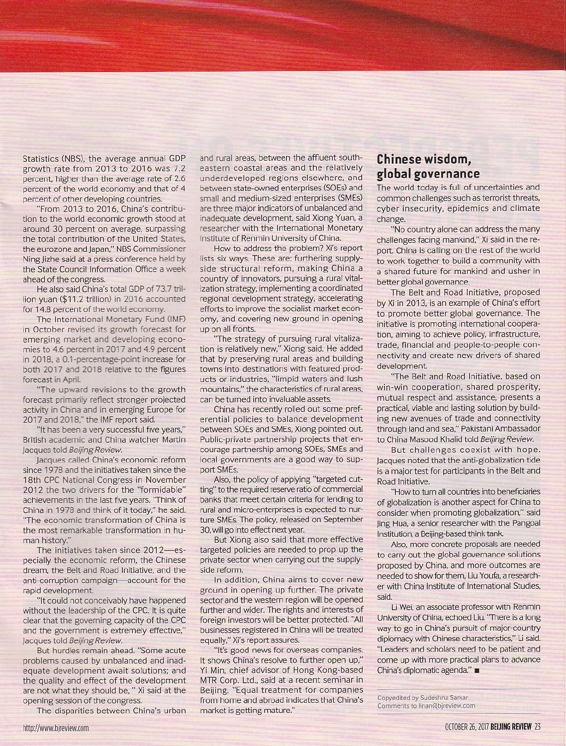Statistics (NBS), the average annual GDP growth rate from 2013 to 2016 was 7.2 percent, higher than the average rate of 2.6 percent of the world economy and that of 4 percent of other developing countries.

"From 2013 to 2016, China's contribution to the world economic growth stood at around 30 percent on average, surpassing the total contribution of the United States, the eurozone and Japan," NBS Commissioner Ning Jizhe said at a press conference held by the State Council Information Office a week ahead of the congress.

He also said China's total GDP of 73.7 trillion yuan ($11.2 trillion) in 2016 accounted for 14.8 percent of the world economy.

The International Monetary Fund (IMF) in October revised its growth forecast for emerging market and developing economies to 4.6 percent in 2017 and 4.9 percent in 2018, a 0.1-percentage-point increase for both 2017 and 2018 relative to the figures forecast in April.

"The upward revisions to the growth forecast primarily reflect stronger projected activity in China and in emerging Europe for 2017 and 2018," the IMF report said.

"It has been a very successful five years," British academic and China watcher Martin Jacques told *Beijing Review*.

Jacques called China's economic reform since 1978 and the initiatives taken since the 18th CPC National Congress in November 2012 the two drivers for the "formidable" achievements in the last five years. "Think of China in 1978 and think of it today," he said. "The economic transformation of China is the most remarkable transformation in human history."

The initiatives taken since 2012—especially the economic reform, the Chinese dream, the Belt and Road Initiative, and the anti-corruption campaign—account for the rapid development.

"It could not conceivably have happened without the leadership of the CPC. It is quite clear that the governing capacity of the CPC and the government is extremely effective," Jacques told *Beijing Review*.

But hurdles remain ahead. "Some acute problems caused by unbalanced and inadequate development await solutions; and the quality and effect of the development are not what they should be," Xi said at the opening session of the congress.

The disparities between China's urban and rural areas, between the affluent southeastern coastal areas and the relatively underdeveloped regions elsewhere, and between state-owned enterprises (SOEs) and small and medium-sized enterprises (SMEs) are three major indicators of unbalanced and inadequate development, said Xiong Yuan, a researcher with the International Monetary Institute of Renmin University of China.

How to address the problem? Xi's report lists six ways. These are: furthering supply-side structural reform, making China a country of innovators, pursuing a rural vitalization strategy, implementing a coordinated regional development strategy, accelerating efforts to improve the socialist market economy, and covering new ground in opening up on all fronts.

"The strategy of pursuing rural vitalization is relatively new," Xiong said. He added that by preserving rural areas and building towns into destinations with featured products or industries, "limpid waters and lush mountains," the characteristics of rural areas, can be turned into invaluable assets.

China has recently rolled out some preferential policies to balance development between SOEs and SMEs, Xiong pointed out. Public-private partnership projects that encourage partnership among SOEs, SMEs and local governments are a good way to support SMEs.

Also, the policy of applying "targeted cutting" to the required reserve ratio of commercial banks that meet certain criteria for lending to rural and micro-enterprises is expected to nurture SMEs. The policy, released on September 30, will go into effect next year.

But Xiong also said that more effective targeted policies are needed to prop up the private sector when carrying out the supply-side reform.

In addition, China aims to cover new ground in opening up further. The private sector and the western region will be opened further and wider. The rights and interests of foreign investors will be better protected. "All businesses registered in China will be treated equally," Xi's report assures.

"It's good news for overseas companies. It shows China's resolve to further open up," Yi Min, chief advisor of Hong Kong-based MTR Corp. Ltd., said at a recent seminar in Beijing. "Equal treatment for companies from home and abroad indicates that China's market is getting mature."

## Chinese wisdom, global governance

The world today is full of uncertainties and common challenges such as terrorist threats, cyber insecurity, epidemics and climate change.

"No country alone can address the many challenges facing mankind," Xi said in the report. China is calling on the rest of the world to work together to build a community with a shared future for mankind and usher in better global governance.

The Belt and Road Initiative, proposed by Xi in 2013, is an example of China's effort to promote better global governance. The initiative is promoting international cooperation, aiming to achieve policy, infrastructure, trade, financial and people-to-people connectivity and create new drivers of shared development.

"The Belt and Road Initiative, based on win-win cooperation, shared prosperity, mutual respect and assistance, presents a practical, viable and lasting solution by building new avenues of trade and connectivity through land and sea," Pakistani Ambassador to China Masood Khalid told *Beijing Review*.

But challenges coexist with hope. Jacques noted that the anti-globalization tide is a major test for participants in the Belt and Road Initiative.

"How to turn all countries into beneficiaries of globalization is another aspect for China to consider when promoting globalization," said Jing Hua, a senior researcher with the Pangoal Institution, a Beijing-based think tank.

Also, more concrete proposals are needed to carry out the global governance solutions proposed by China, and more outcomes are needed to show for them, Liu Youfa, a researcher with China Institute of International Studies, said.

Li Wei, an associate professor with Renmin University of China, echoed Liu. "There is a long way to go in China's pursuit of major-country diplomacy with Chinese characteristics," Li said. "Leaders and scholars need to be patient and come up with more practical plans to advance China's diplomatic agenda." ■

Copyedited by Sudeshna Sarkar
Comments to linan@bjreview.com